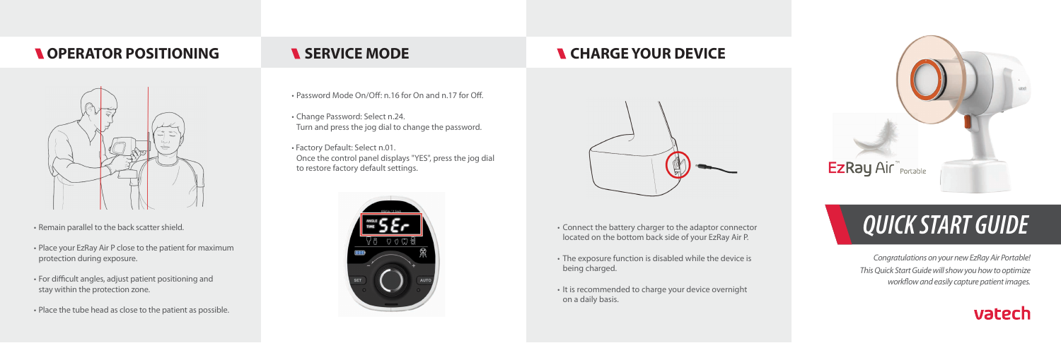## OPERATOR POSITIONING

- Remain parallel to the back scatter shield.
- Place your EzRay Air P close to the patient for maximum protection during exposure.
- For difficult angles, adjust patient positioning and stay within the protection zone.
- Place the tube head as close to the patient as possible.

## SERVICE MODE

- Password Mode On/Off: n.16 for On and n.17 for Off.
- Change Password: Select n.24.
  Turn and press the jog dial to change the password.
- Factory Default: Select n.01.
  Once the control panel displays "YES", press the jog dial to restore factory default settings.

## CHARGE YOUR DEVICE

- Connect the battery charger to the adaptor connector located on the bottom back side of your EzRay Air P.
- The exposure function is disabled while the device is being charged.
- It is recommended to charge your device overnight on a daily basis.

EzRay Air™ Portable

# QUICK START GUIDE

*Congratulations on your new EzRay Air Portable!*
*This Quick Start Guide will show you how to optimize workflow and easily capture patient images.*

vatech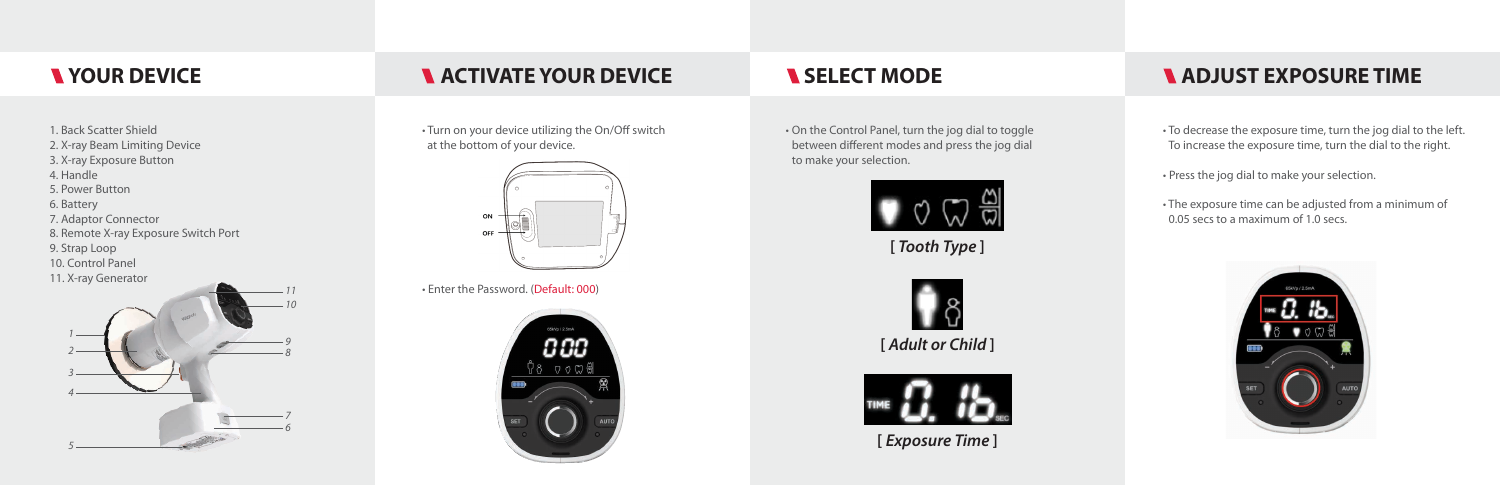## YOUR DEVICE

1. Back Scatter Shield
2. X-ray Beam Limiting Device
3. X-ray Exposure Button
4. Handle
5. Power Button
6. Battery
7. Adaptor Connector
8. Remote X-ray Exposure Switch Port
9. Strap Loop
10. Control Panel
11. X-ray Generator

## ACTIVATE YOUR DEVICE

- Turn on your device utilizing the On/Off switch at the bottom of your device.

ON
OFF

- Enter the Password. (Default: 000)

## SELECT MODE

- On the Control Panel, turn the jog dial to toggle between different modes and press the jog dial to make your selection.

**[ *Tooth Type* ]**

**[ *Adult or Child* ]**

**[ *Exposure Time* ]**

## ADJUST EXPOSURE TIME

- To decrease the exposure time, turn the jog dial to the left. To increase the exposure time, turn the dial to the right.
- Press the jog dial to make your selection.
- The exposure time can be adjusted from a minimum of 0.05 secs to a maximum of 1.0 secs.